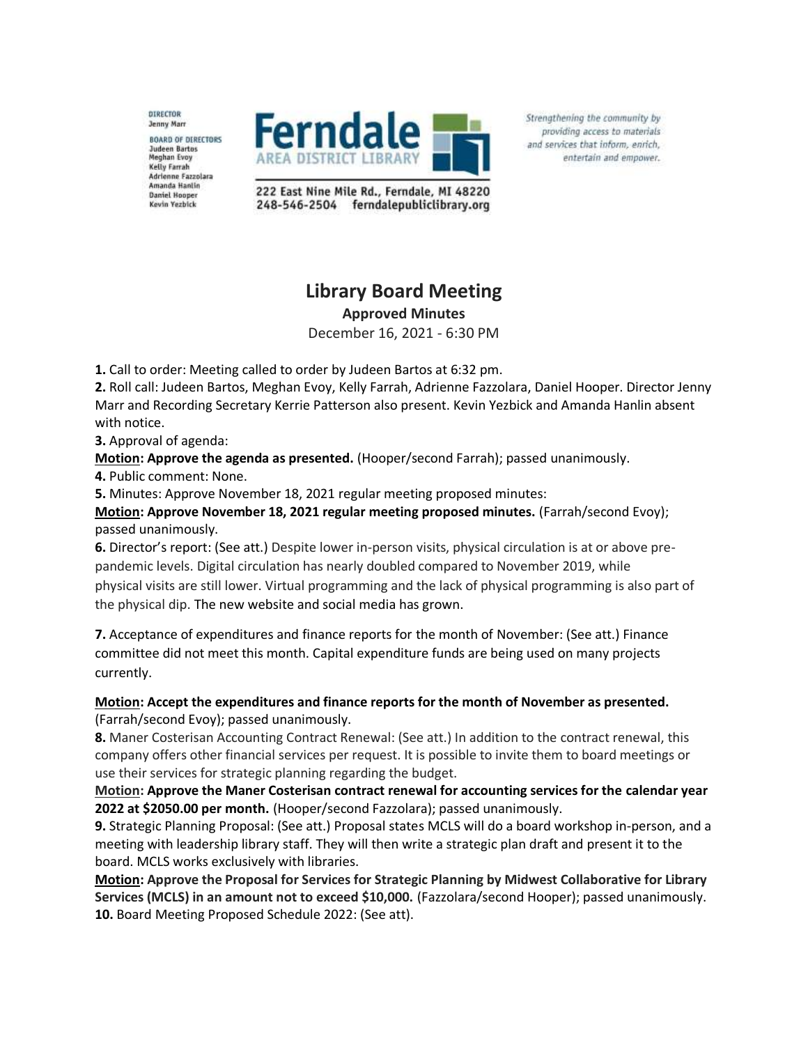DIRECTOR
Jenny Marr

BOARD OF DIRECTORS
Judeen Bartos
Meghan Evoy
Kelly Farrah
Adrienne Fazzolara
Amanda Hanlin
Daniel Hooper
Kevin Yezbick

**Ferndale**
AREA DISTRICT LIBRARY

222 East Nine Mile Rd., Ferndale, MI 48220
248-546-2504 ferndalepubliclibrary.org

*Strengthening the community by providing access to materials and services that inform, enrich, entertain and empower.*

# Library Board Meeting

**Approved Minutes**

December 16, 2021 - 6:30 PM

**1.** Call to order: Meeting called to order by Judeen Bartos at 6:32 pm.

**2.** Roll call: Judeen Bartos, Meghan Evoy, Kelly Farrah, Adrienne Fazzolara, Daniel Hooper. Director Jenny Marr and Recording Secretary Kerrie Patterson also present. Kevin Yezbick and Amanda Hanlin absent with notice.

**3.** Approval of agenda:

**Motion: Approve the agenda as presented.** (Hooper/second Farrah); passed unanimously.

**4.** Public comment: None.

**5.** Minutes: Approve November 18, 2021 regular meeting proposed minutes:

**Motion: Approve November 18, 2021 regular meeting proposed minutes.** (Farrah/second Evoy); passed unanimously.

**6.** Director's report: (See att.) Despite lower in-person visits, physical circulation is at or above pre-pandemic levels. Digital circulation has nearly doubled compared to November 2019, while physical visits are still lower. Virtual programming and the lack of physical programming is also part of the physical dip. The new website and social media has grown.

**7.** Acceptance of expenditures and finance reports for the month of November: (See att.) Finance committee did not meet this month. Capital expenditure funds are being used on many projects currently.

**Motion: Accept the expenditures and finance reports for the month of November as presented.** (Farrah/second Evoy); passed unanimously.

**8.** Maner Costerisan Accounting Contract Renewal: (See att.) In addition to the contract renewal, this company offers other financial services per request. It is possible to invite them to board meetings or use their services for strategic planning regarding the budget.

**Motion: Approve the Maner Costerisan contract renewal for accounting services for the calendar year 2022 at $2050.00 per month.** (Hooper/second Fazzolara); passed unanimously.

**9.** Strategic Planning Proposal: (See att.) Proposal states MCLS will do a board workshop in-person, and a meeting with leadership library staff. They will then write a strategic plan draft and present it to the board. MCLS works exclusively with libraries.

**Motion: Approve the Proposal for Services for Strategic Planning by Midwest Collaborative for Library Services (MCLS) in an amount not to exceed $10,000.** (Fazzolara/second Hooper); passed unanimously.

**10.** Board Meeting Proposed Schedule 2022: (See att).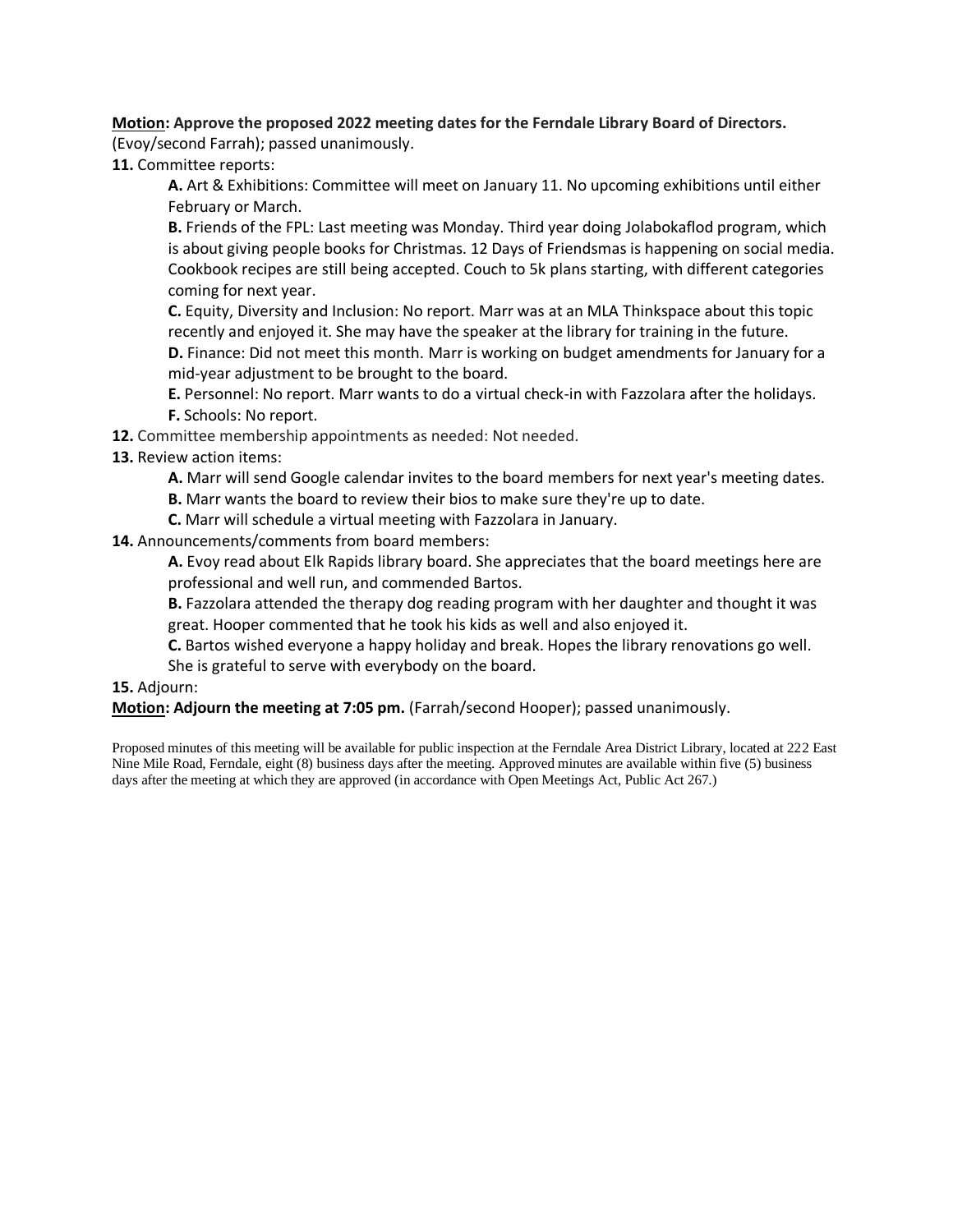**Motion: Approve the proposed 2022 meeting dates for the Ferndale Library Board of Directors.** (Evoy/second Farrah); passed unanimously.

**11.** Committee reports:

**A.** Art & Exhibitions: Committee will meet on January 11. No upcoming exhibitions until either February or March.

**B.** Friends of the FPL: Last meeting was Monday. Third year doing Jolabokaflod program, which is about giving people books for Christmas. 12 Days of Friendsmas is happening on social media. Cookbook recipes are still being accepted. Couch to 5k plans starting, with different categories coming for next year.

**C.** Equity, Diversity and Inclusion: No report. Marr was at an MLA Thinkspace about this topic recently and enjoyed it. She may have the speaker at the library for training in the future.

**D.** Finance: Did not meet this month. Marr is working on budget amendments for January for a mid-year adjustment to be brought to the board.

**E.** Personnel: No report. Marr wants to do a virtual check-in with Fazzolara after the holidays.

**F.** Schools: No report.

**12.** Committee membership appointments as needed: Not needed.

**13.** Review action items:

**A.** Marr will send Google calendar invites to the board members for next year's meeting dates.

**B.** Marr wants the board to review their bios to make sure they're up to date.

**C.** Marr will schedule a virtual meeting with Fazzolara in January.

**14.** Announcements/comments from board members:

**A.** Evoy read about Elk Rapids library board. She appreciates that the board meetings here are professional and well run, and commended Bartos.

**B.** Fazzolara attended the therapy dog reading program with her daughter and thought it was great. Hooper commented that he took his kids as well and also enjoyed it.

**C.** Bartos wished everyone a happy holiday and break. Hopes the library renovations go well. She is grateful to serve with everybody on the board.

**15.** Adjourn:

**Motion: Adjourn the meeting at 7:05 pm.** (Farrah/second Hooper); passed unanimously.

Proposed minutes of this meeting will be available for public inspection at the Ferndale Area District Library, located at 222 East Nine Mile Road, Ferndale, eight (8) business days after the meeting. Approved minutes are available within five (5) business days after the meeting at which they are approved (in accordance with Open Meetings Act, Public Act 267.)